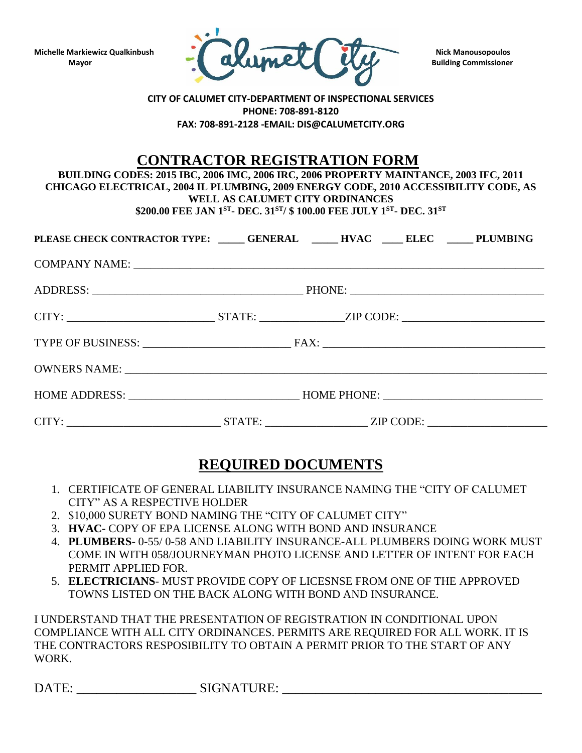Michelle Markiewicz Qualkinbush
Mayor

Calumet City

Nick Manousopoulos
Building Commissioner

**CITY OF CALUMET CITY-DEPARTMENT OF INSPECTIONAL SERVICES**
**PHONE: 708-891-8120**
**FAX: 708-891-2128 -EMAIL: DIS@CALUMETCITY.ORG**

# CONTRACTOR REGISTRATION FORM

**BUILDING CODES: 2015 IBC, 2006 IMC, 2006 IRC, 2006 PROPERTY MAINTANCE, 2003 IFC, 2011 CHICAGO ELECTRICAL, 2004 IL PLUMBING, 2009 ENERGY CODE, 2010 ACCESSIBILITY CODE, AS WELL AS CALUMET CITY ORDINANCES**
**$200.00 FEE JAN 1ST- DEC. 31ST/ $ 100.00 FEE JULY 1ST- DEC. 31ST**

**PLEASE CHECK CONTRACTOR TYPE: _____ GENERAL _____ HVAC ____ ELEC _____ PLUMBING**

COMPANY NAME: ______________________________________________

ADDRESS: ______________________________ PHONE: ______________________________

CITY: ____________________ STATE: ______________ZIP CODE: ____________________

TYPE OF BUSINESS: ____________________ FAX: ______________________________

OWNERS NAME: ______________________________________________

HOME ADDRESS: ________________________ HOME PHONE: ______________________

CITY: ____________________ STATE: ______________ ZIP CODE: ____________________

## REQUIRED DOCUMENTS

1. CERTIFICATE OF GENERAL LIABILITY INSURANCE NAMING THE "CITY OF CALUMET CITY" AS A RESPECTIVE HOLDER
2. $10,000 SURETY BOND NAMING THE "CITY OF CALUMET CITY"
3. **HVAC**- COPY OF EPA LICENSE ALONG WITH BOND AND INSURANCE
4. **PLUMBERS**- 0-55/ 0-58 AND LIABILITY INSURANCE-ALL PLUMBERS DOING WORK MUST COME IN WITH 058/JOURNEYMAN PHOTO LICENSE AND LETTER OF INTENT FOR EACH PERMIT APPLIED FOR.
5. **ELECTRICIANS**- MUST PROVIDE COPY OF LICESNSE FROM ONE OF THE APPROVED TOWNS LISTED ON THE BACK ALONG WITH BOND AND INSURANCE.

I UNDERSTAND THAT THE PRESENTATION OF REGISTRATION IN CONDITIONAL UPON COMPLIANCE WITH ALL CITY ORDINANCES. PERMITS ARE REQUIRED FOR ALL WORK. IT IS THE CONTRACTORS RESPOSIBILITY TO OBTAIN A PERMIT PRIOR TO THE START OF ANY WORK.

DATE: __________________ SIGNATURE: ______________________________________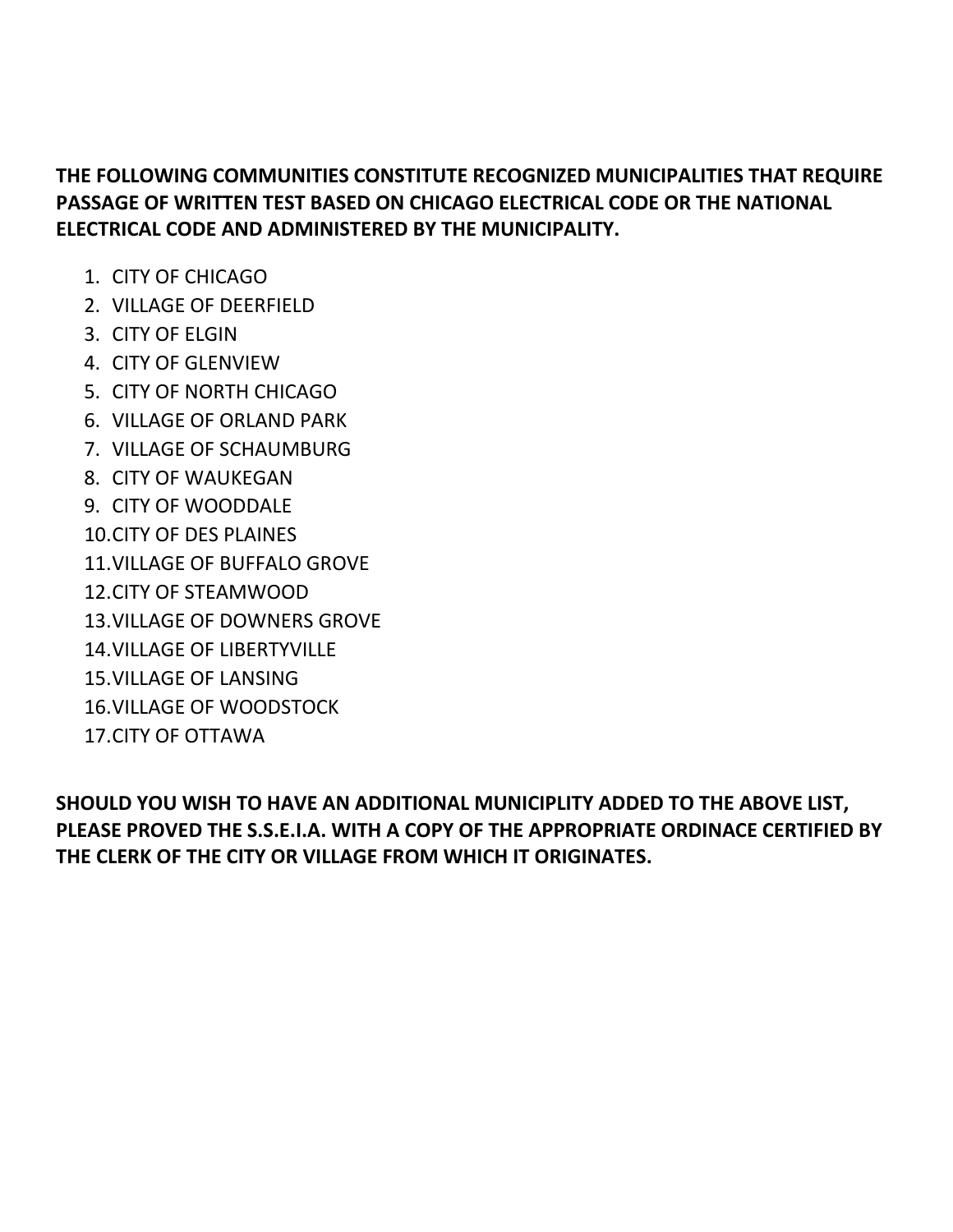**THE FOLLOWING COMMUNITIES CONSTITUTE RECOGNIZED MUNICIPALITIES THAT REQUIRE PASSAGE OF WRITTEN TEST BASED ON CHICAGO ELECTRICAL CODE OR THE NATIONAL ELECTRICAL CODE AND ADMINISTERED BY THE MUNICIPALITY.**

1. CITY OF CHICAGO
2. VILLAGE OF DEERFIELD
3. CITY OF ELGIN
4. CITY OF GLENVIEW
5. CITY OF NORTH CHICAGO
6. VILLAGE OF ORLAND PARK
7. VILLAGE OF SCHAUMBURG
8. CITY OF WAUKEGAN
9. CITY OF WOODDALE
10. CITY OF DES PLAINES
11. VILLAGE OF BUFFALO GROVE
12. CITY OF STEAMWOOD
13. VILLAGE OF DOWNERS GROVE
14. VILLAGE OF LIBERTYVILLE
15. VILLAGE OF LANSING
16. VILLAGE OF WOODSTOCK
17. CITY OF OTTAWA

**SHOULD YOU WISH TO HAVE AN ADDITIONAL MUNICIPLITY ADDED TO THE ABOVE LIST, PLEASE PROVED THE S.S.E.I.A. WITH A COPY OF THE APPROPRIATE ORDINACE CERTIFIED BY THE CLERK OF THE CITY OR VILLAGE FROM WHICH IT ORIGINATES.**